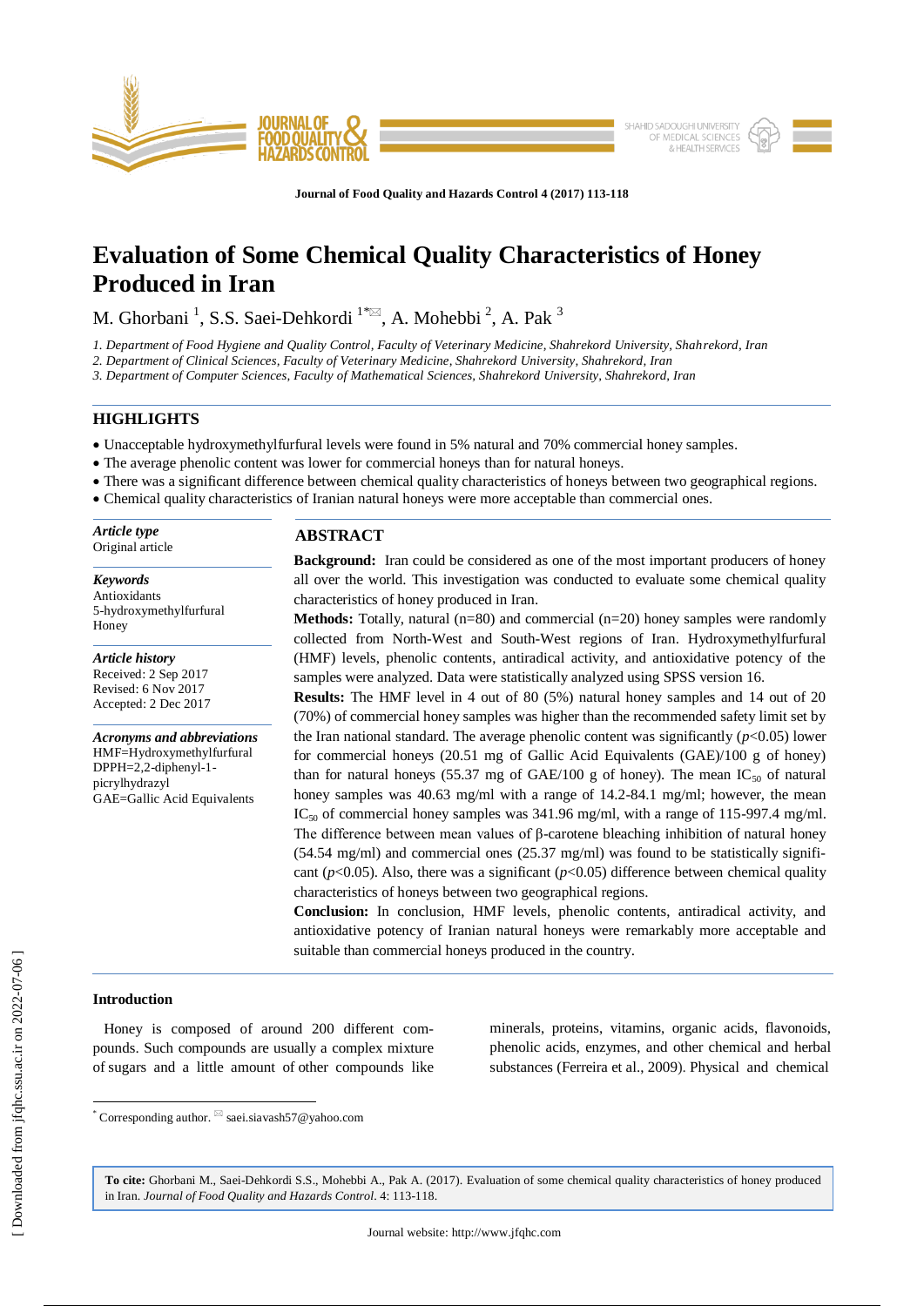# Evaluation of Some Chemical Quality Characteristics of Honey Produced in Iran

M. Ghorbani [1], S.S. Saei-Dehkordi [1*], A. Mohebbi [2], A. Pak [3]

1. Department of Food Hygiene and Quality Control, Faculty of Veterinary Medicine, Shahrekord University, Shahrekord, Iran
2. Department of Clinical Sciences, Faculty of Veterinary Medicine, Shahrekord University, Shahrekord, Iran
3. Department of Computer Sciences, Faculty of Mathematical Sciences, Shahrekord University, Shahrekord, Iran

## HIGHLIGHTS

- Unacceptable hydroxymethylfurfural levels were found in 5% natural and 70% commercial honey samples.
- The average phenolic content was lower for commercial honeys than for natural honeys.
- There was a significant difference between chemical quality characteristics of honeys between two geographical regions.
- Chemical quality characteristics of Iranian natural honeys were more acceptable than commercial ones.

***Article type***
Original article

***Keywords***
Antioxidants
5-hydroxymethylfurfural
Honey

***Article history***
Received: 2 Sep 2017
Revised: 6 Nov 2017
Accepted: 2 Dec 2017

***Acronyms and abbreviations***
HMF=Hydroxymethylfurfural
DPPH=2,2-diphenyl-1-picrylhydrazyl
GAE=Gallic Acid Equivalents

## ABSTRACT

**Background:** Iran could be considered as one of the most important producers of honey all over the world. This investigation was conducted to evaluate some chemical quality characteristics of honey produced in Iran.

**Methods:** Totally, natural (n=80) and commercial (n=20) honey samples were randomly collected from North-West and South-West regions of Iran. Hydroxymethylfurfural (HMF) levels, phenolic contents, antiradical activity, and antioxidative potency of the samples were analyzed. Data were statistically analyzed using SPSS version 16.

**Results:** The HMF level in 4 out of 80 (5%) natural honey samples and 14 out of 20 (70%) of commercial honey samples was higher than the recommended safety limit set by the Iran national standard. The average phenolic content was significantly ($p<0.05$) lower for commercial honeys (20.51 mg of Gallic Acid Equivalents (GAE)/100 g of honey) than for natural honeys (55.37 mg of GAE/100 g of honey). The mean $IC_{50}$ of natural honey samples was 40.63 mg/ml with a range of 14.2-84.1 mg/ml; however, the mean $IC_{50}$ of commercial honey samples was 341.96 mg/ml, with a range of 115-997.4 mg/ml. The difference between mean values of β-carotene bleaching inhibition of natural honey (54.54 mg/ml) and commercial ones (25.37 mg/ml) was found to be statistically significant ($p<0.05$). Also, there was a significant ($p<0.05$) difference between chemical quality characteristics of honeys between two geographical regions.

**Conclusion:** In conclusion, HMF levels, phenolic contents, antiradical activity, and antioxidative potency of Iranian natural honeys were remarkably more acceptable and suitable than commercial honeys produced in the country.

### Introduction

Honey is composed of around 200 different compounds. Such compounds are usually a complex mixture of sugars and a little amount of other compounds like minerals, proteins, vitamins, organic acids, flavonoids, phenolic acids, enzymes, and other chemical and herbal substances (Ferreira et al., 2009). Physical and chemical

[*] Corresponding author. saei.siavash57@yahoo.com

**To cite:** Ghorbani M., Saei-Dehkordi S.S., Mohebbi A., Pak A. (2017). Evaluation of some chemical quality characteristics of honey produced in Iran. *Journal of Food Quality and Hazards Control*. 4: 113-118.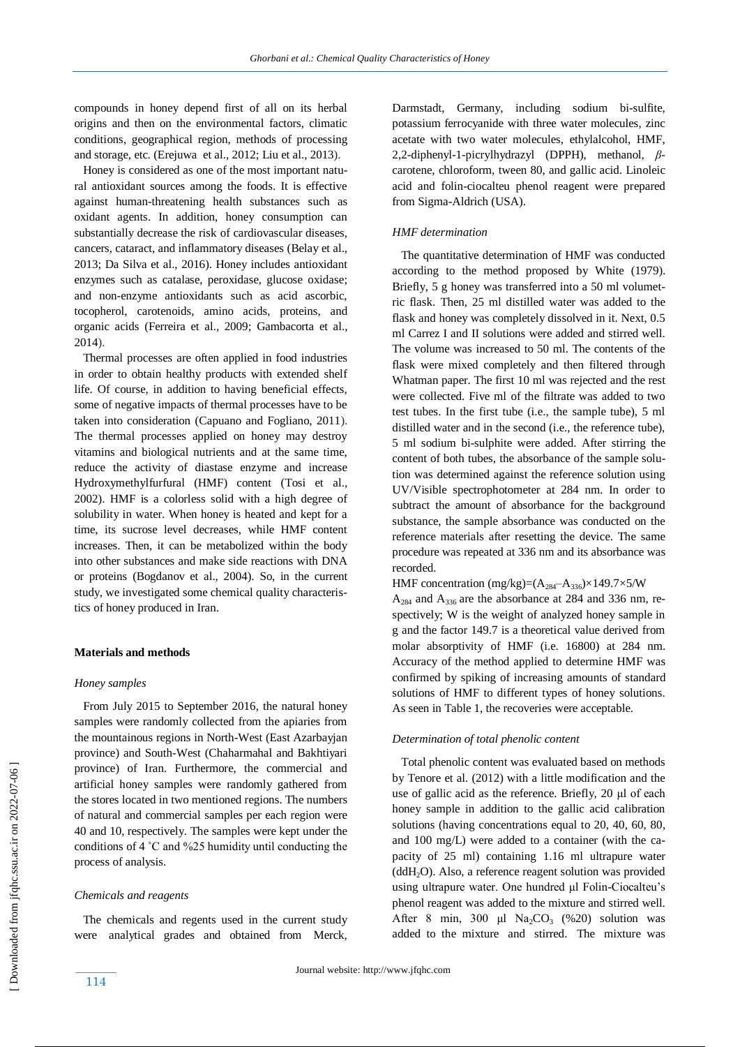compounds in honey depend first of all on its herbal origins and then on the environmental factors, climatic conditions, geographical region, methods of processing and storage, etc. (Erejuwa et al., 2012; Liu et al., 2013).

Honey is considered as one of the most important natural antioxidant sources among the foods. It is effective against human-threatening health substances such as oxidant agents. In addition, honey consumption can substantially decrease the risk of cardiovascular diseases, cancers, cataract, and inflammatory diseases (Belay et al., 2013; Da Silva et al., 2016). Honey includes antioxidant enzymes such as catalase, peroxidase, glucose oxidase; and non-enzyme antioxidants such as acid ascorbic, tocopherol, carotenoids, amino acids, proteins, and organic acids (Ferreira et al., 2009; Gambacorta et al., 2014).

Thermal processes are often applied in food industries in order to obtain healthy products with extended shelf life. Of course, in addition to having beneficial effects, some of negative impacts of thermal processes have to be taken into consideration (Capuano and Fogliano, 2011). The thermal processes applied on honey may destroy vitamins and biological nutrients and at the same time, reduce the activity of diastase enzyme and increase Hydroxymethylfurfural (HMF) content (Tosi et al., 2002). HMF is a colorless solid with a high degree of solubility in water. When honey is heated and kept for a time, its sucrose level decreases, while HMF content increases. Then, it can be metabolized within the body into other substances and make side reactions with DNA or proteins (Bogdanov et al., 2004). So, in the current study, we investigated some chemical quality characteristics of honey produced in Iran.

## Materials and methods

### *Honey samples*

From July 2015 to September 2016, the natural honey samples were randomly collected from the apiaries from the mountainous regions in North-West (East Azarbayjan province) and South-West (Chaharmahal and Bakhtiyari province) of Iran. Furthermore, the commercial and artificial honey samples were randomly gathered from the stores located in two mentioned regions. The numbers of natural and commercial samples per each region were 40 and 10, respectively. The samples were kept under the conditions of 4 ˚C and %25 humidity until conducting the process of analysis.

### *Chemicals and reagents*

The chemicals and regents used in the current study were analytical grades and obtained from Merck, Darmstadt, Germany, including sodium bi-sulfite, potassium ferrocyanide with three water molecules, zinc acetate with two water molecules, ethylalcohol, HMF, 2,2-diphenyl-1-picrylhydrazyl (DPPH), methanol, *β*-carotene, chloroform, tween 80, and gallic acid. Linoleic acid and folin-ciocalteu phenol reagent were prepared from Sigma-Aldrich (USA).

### *HMF determination*

The quantitative determination of HMF was conducted according to the method proposed by White (1979). Briefly, 5 g honey was transferred into a 50 ml volumetric flask. Then, 25 ml distilled water was added to the flask and honey was completely dissolved in it. Next, 0.5 ml Carrez I and II solutions were added and stirred well. The volume was increased to 50 ml. The contents of the flask were mixed completely and then filtered through Whatman paper. The first 10 ml was rejected and the rest were collected. Five ml of the filtrate was added to two test tubes. In the first tube (i.e., the sample tube), 5 ml distilled water and in the second (i.e., the reference tube), 5 ml sodium bi-sulphite were added. After stirring the content of both tubes, the absorbance of the sample solution was determined against the reference solution using UV/Visible spectrophotometer at 284 nm. In order to subtract the amount of absorbance for the background substance, the sample absorbance was conducted on the reference materials after resetting the device. The same procedure was repeated at 336 nm and its absorbance was recorded.

HMF concentration (mg/kg)=$(A_{284}–A_{336})\times 149.7\times 5/W$

$A_{284}$ and $A_{336}$ are the absorbance at 284 and 336 nm, respectively; W is the weight of analyzed honey sample in g and the factor 149.7 is a theoretical value derived from molar absorptivity of HMF (i.e. 16800) at 284 nm. Accuracy of the method applied to determine HMF was confirmed by spiking of increasing amounts of standard solutions of HMF to different types of honey solutions. As seen in Table 1, the recoveries were acceptable.

### *Determination of total phenolic content*

Total phenolic content was evaluated based on methods by Tenore et al. (2012) with a little modification and the use of gallic acid as the reference. Briefly, 20 µl of each honey sample in addition to the gallic acid calibration solutions (having concentrations equal to 20, 40, 60, 80, and 100 mg/L) were added to a container (with the capacity of 25 ml) containing 1.16 ml ultrapure water ($ddH_2O$). Also, a reference reagent solution was provided using ultrapure water. One hundred µl Folin-Ciocalteu's phenol reagent was added to the mixture and stirred well. After 8 min, 300 µl $Na_2CO_3$ (%20) solution was added to the mixture and stirred. The mixture was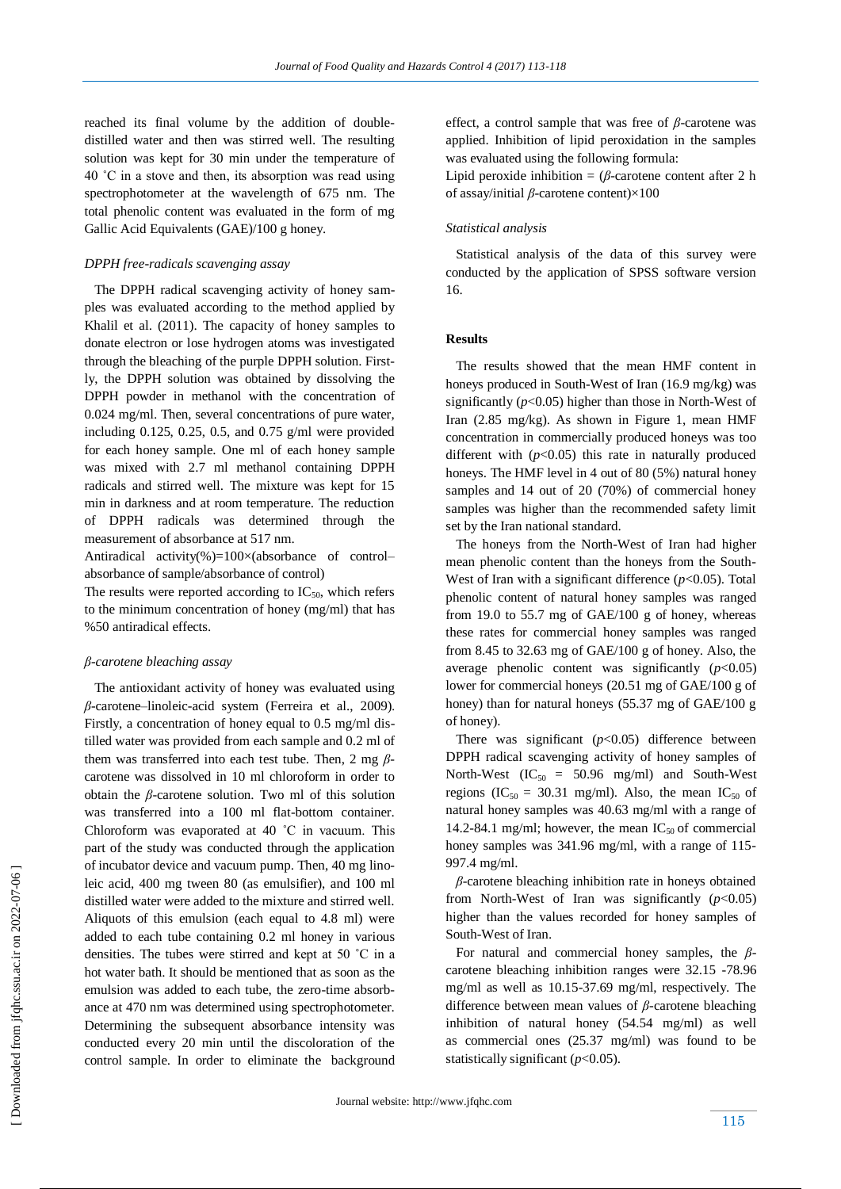reached its final volume by the addition of double-distilled water and then was stirred well. The resulting solution was kept for 30 min under the temperature of 40 ˚C in a stove and then, its absorption was read using spectrophotometer at the wavelength of 675 nm. The total phenolic content was evaluated in the form of mg Gallic Acid Equivalents (GAE)/100 g honey.

### *DPPH free-radicals scavenging assay*

The DPPH radical scavenging activity of honey samples was evaluated according to the method applied by Khalil et al. (2011). The capacity of honey samples to donate electron or lose hydrogen atoms was investigated through the bleaching of the purple DPPH solution. Firstly, the DPPH solution was obtained by dissolving the DPPH powder in methanol with the concentration of 0.024 mg/ml. Then, several concentrations of pure water, including 0.125, 0.25, 0.5, and 0.75 g/ml were provided for each honey sample. One ml of each honey sample was mixed with 2.7 ml methanol containing DPPH radicals and stirred well. The mixture was kept for 15 min in darkness and at room temperature. The reduction of DPPH radicals was determined through the measurement of absorbance at 517 nm.

Antiradical activity(%)=100×(absorbance of control–absorbance of sample/absorbance of control)

The results were reported according to $IC_{50}$, which refers to the minimum concentration of honey (mg/ml) that has %50 antiradical effects.

### *β-carotene bleaching assay*

The antioxidant activity of honey was evaluated using *β*-carotene–linoleic-acid system (Ferreira et al., 2009). Firstly, a concentration of honey equal to 0.5 mg/ml distilled water was provided from each sample and 0.2 ml of them was transferred into each test tube. Then, 2 mg *β*-carotene was dissolved in 10 ml chloroform in order to obtain the *β*-carotene solution. Two ml of this solution was transferred into a 100 ml flat-bottom container. Chloroform was evaporated at 40 ˚C in vacuum. This part of the study was conducted through the application of incubator device and vacuum pump. Then, 40 mg linoleic acid, 400 mg tween 80 (as emulsifier), and 100 ml distilled water were added to the mixture and stirred well. Aliquots of this emulsion (each equal to 4.8 ml) were added to each tube containing 0.2 ml honey in various densities. The tubes were stirred and kept at 50 ˚C in a hot water bath. It should be mentioned that as soon as the emulsion was added to each tube, the zero-time absorbance at 470 nm was determined using spectrophotometer. Determining the subsequent absorbance intensity was conducted every 20 min until the discoloration of the control sample. In order to eliminate the background effect, a control sample that was free of *β*-carotene was applied. Inhibition of lipid peroxidation in the samples was evaluated using the following formula:

Lipid peroxide inhibition = (*β*-carotene content after 2 h of assay/initial *β*-carotene content)×100

### *Statistical analysis*

Statistical analysis of the data of this survey were conducted by the application of SPSS software version 16.

## Results

The results showed that the mean HMF content in honeys produced in South-West of Iran (16.9 mg/kg) was significantly ($p<0.05$) higher than those in North-West of Iran (2.85 mg/kg). As shown in Figure 1, mean HMF concentration in commercially produced honeys was too different with ($p<0.05$) this rate in naturally produced honeys. The HMF level in 4 out of 80 (5%) natural honey samples and 14 out of 20 (70%) of commercial honey samples was higher than the recommended safety limit set by the Iran national standard.

The honeys from the North-West of Iran had higher mean phenolic content than the honeys from the South-West of Iran with a significant difference ($p<0.05$). Total phenolic content of natural honey samples was ranged from 19.0 to 55.7 mg of GAE/100 g of honey, whereas these rates for commercial honey samples was ranged from 8.45 to 32.63 mg of GAE/100 g of honey. Also, the average phenolic content was significantly ($p<0.05$) lower for commercial honeys (20.51 mg of GAE/100 g of honey) than for natural honeys (55.37 mg of GAE/100 g of honey).

There was significant ($p<0.05$) difference between DPPH radical scavenging activity of honey samples of North-West ($IC_{50}$ = 50.96 mg/ml) and South-West regions ($IC_{50}$ = 30.31 mg/ml). Also, the mean $IC_{50}$ of natural honey samples was 40.63 mg/ml with a range of 14.2-84.1 mg/ml; however, the mean $IC_{50}$ of commercial honey samples was 341.96 mg/ml, with a range of 115-997.4 mg/ml.

*β*-carotene bleaching inhibition rate in honeys obtained from North-West of Iran was significantly ($p<0.05$) higher than the values recorded for honey samples of South-West of Iran.

For natural and commercial honey samples, the *β*-carotene bleaching inhibition ranges were 32.15 -78.96 mg/ml as well as 10.15-37.69 mg/ml, respectively. The difference between mean values of *β*-carotene bleaching inhibition of natural honey (54.54 mg/ml) as well as commercial ones (25.37 mg/ml) was found to be statistically significant ($p<0.05$).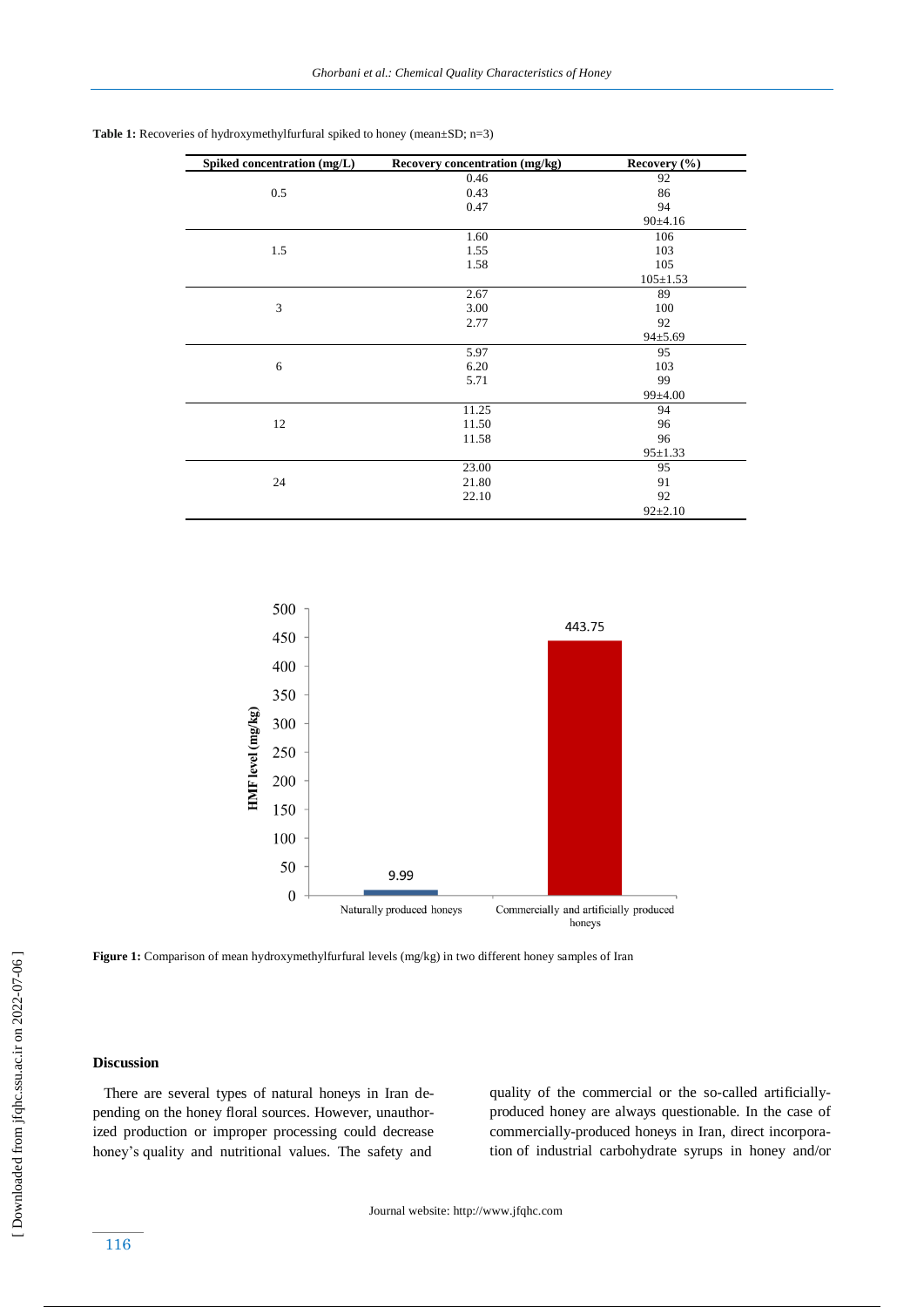**Table 1:** Recoveries of hydroxymethylfurfural spiked to honey (mean±SD; n=3)

| Spiked concentration (mg/L) | Recovery concentration (mg/kg) | Recovery (%) |
|---|---|---|
| 0.5 | 0.46 | 92 |
| | 0.43 | 86 |
| | 0.47 | 94 |
| | | 90±4.16 |
| 1.5 | 1.60 | 106 |
| | 1.55 | 103 |
| | 1.58 | 105 |
| | | 105±1.53 |
| 3 | 2.67 | 89 |
| | 3.00 | 100 |
| | 2.77 | 92 |
| | | 94±5.69 |
| 6 | 5.97 | 95 |
| | 6.20 | 103 |
| | 5.71 | 99 |
| | | 99±4.00 |
| 12 | 11.25 | 94 |
| | 11.50 | 96 |
| | 11.58 | 96 |
| | | 95±1.33 |
| 24 | 23.00 | 95 |
| | 21.80 | 91 |
| | 22.10 | 92 |
| | | 92±2.10 |

**Figure 1:** Comparison of mean hydroxymethylfurfural levels (mg/kg) in two different honey samples of Iran

## Discussion

There are several types of natural honeys in Iran depending on the honey floral sources. However, unauthorized production or improper processing could decrease honey's quality and nutritional values. The safety and quality of the commercial or the so-called artificially-produced honey are always questionable. In the case of commercially-produced honeys in Iran, direct incorporation of industrial carbohydrate syrups in honey and/or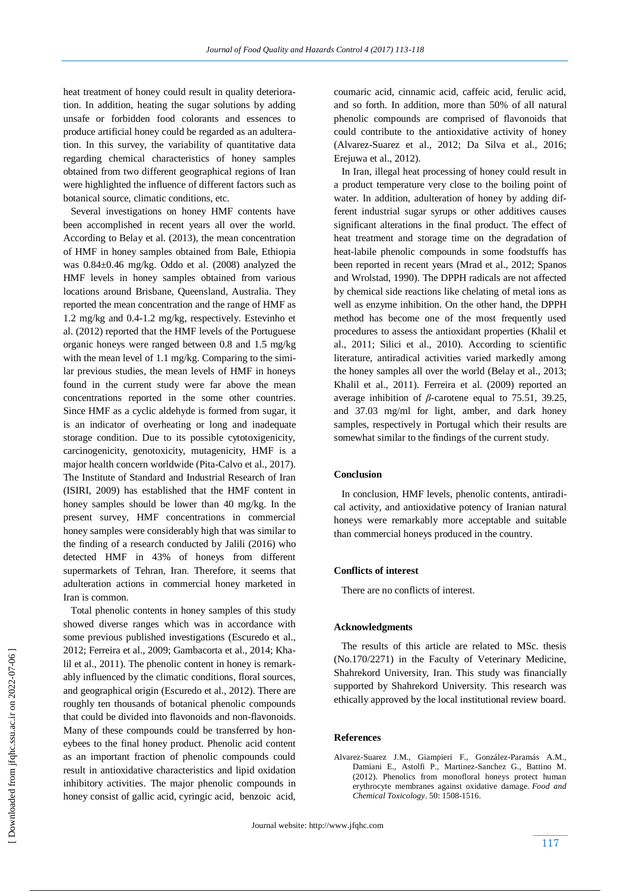heat treatment of honey could result in quality deterioration. In addition, heating the sugar solutions by adding unsafe or forbidden food colorants and essences to produce artificial honey could be regarded as an adulteration. In this survey, the variability of quantitative data regarding chemical characteristics of honey samples obtained from two different geographical regions of Iran were highlighted the influence of different factors such as botanical source, climatic conditions, etc.

Several investigations on honey HMF contents have been accomplished in recent years all over the world. According to Belay et al. (2013), the mean concentration of HMF in honey samples obtained from Bale, Ethiopia was 0.84±0.46 mg/kg. Oddo et al. (2008) analyzed the HMF levels in honey samples obtained from various locations around Brisbane, Queensland, Australia. They reported the mean concentration and the range of HMF as 1.2 mg/kg and 0.4-1.2 mg/kg, respectively. Estevinho et al. (2012) reported that the HMF levels of the Portuguese organic honeys were ranged between 0.8 and 1.5 mg/kg with the mean level of 1.1 mg/kg. Comparing to the similar previous studies, the mean levels of HMF in honeys found in the current study were far above the mean concentrations reported in the some other countries. Since HMF as a cyclic aldehyde is formed from sugar, it is an indicator of overheating or long and inadequate storage condition. Due to its possible cytotoxigenicity, carcinogenicity, genotoxicity, mutagenicity, HMF is a major health concern worldwide (Pita-Calvo et al., 2017). The Institute of Standard and Industrial Research of Iran (ISIRI, 2009) has established that the HMF content in honey samples should be lower than 40 mg/kg. In the present survey, HMF concentrations in commercial honey samples were considerably high that was similar to the finding of a research conducted by Jalili (2016) who detected HMF in 43% of honeys from different supermarkets of Tehran, Iran. Therefore, it seems that adulteration actions in commercial honey marketed in Iran is common.

Total phenolic contents in honey samples of this study showed diverse ranges which was in accordance with some previous published investigations (Escuredo et al., 2012; Ferreira et al., 2009; Gambacorta et al., 2014; Khalil et al., 2011). The phenolic content in honey is remarkably influenced by the climatic conditions, floral sources, and geographical origin (Escuredo et al., 2012). There are roughly ten thousands of botanical phenolic compounds that could be divided into flavonoids and non-flavonoids. Many of these compounds could be transferred by honeybees to the final honey product. Phenolic acid content as an important fraction of phenolic compounds could result in antioxidative characteristics and lipid oxidation inhibitory activities. The major phenolic compounds in honey consist of gallic acid, cyringic acid, benzoic acid, coumaric acid, cinnamic acid, caffeic acid, ferulic acid, and so forth. In addition, more than 50% of all natural phenolic compounds are comprised of flavonoids that could contribute to the antioxidative activity of honey (Alvarez-Suarez et al., 2012; Da Silva et al., 2016; Erejuwa et al., 2012).

In Iran, illegal heat processing of honey could result in a product temperature very close to the boiling point of water. In addition, adulteration of honey by adding different industrial sugar syrups or other additives causes significant alterations in the final product. The effect of heat treatment and storage time on the degradation of heat-labile phenolic compounds in some foodstuffs has been reported in recent years (Mrad et al., 2012; Spanos and Wrolstad, 1990). The DPPH radicals are not affected by chemical side reactions like chelating of metal ions as well as enzyme inhibition. On the other hand, the DPPH method has become one of the most frequently used procedures to assess the antioxidant properties (Khalil et al., 2011; Silici et al., 2010). According to scientific literature, antiradical activities varied markedly among the honey samples all over the world (Belay et al., 2013; Khalil et al., 2011). Ferreira et al. (2009) reported an average inhibition of $\beta$-carotene equal to 75.51, 39.25, and 37.03 mg/ml for light, amber, and dark honey samples, respectively in Portugal which their results are somewhat similar to the findings of the current study.

## Conclusion

In conclusion, HMF levels, phenolic contents, antiradical activity, and antioxidative potency of Iranian natural honeys were remarkably more acceptable and suitable than commercial honeys produced in the country.

## Conflicts of interest

There are no conflicts of interest.

## Acknowledgments

The results of this article are related to MSc. thesis (No.170/2271) in the Faculty of Veterinary Medicine, Shahrekord University, Iran. This study was financially supported by Shahrekord University. This research was ethically approved by the local institutional review board.

## References

Alvarez-Suarez J.M., Giampieri F., González-Paramás A.M., Damiani E., Astolfi P., Martinez-Sanchez G., Battino M. (2012). Phenolics from monofloral honeys protect human erythrocyte membranes against oxidative damage. *Food and Chemical Toxicology*. 50: 1508-1516.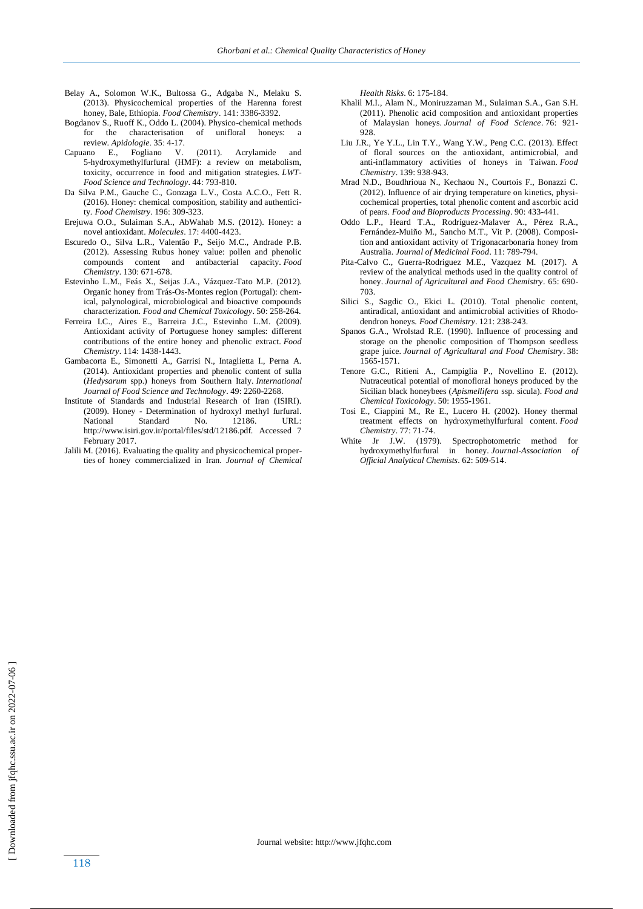Belay A., Solomon W.K., Bultossa G., Adgaba N., Melaku S. (2013). Physicochemical properties of the Harenna forest honey, Bale, Ethiopia. *Food Chemistry*. 141: 3386-3392.

Bogdanov S., Ruoff K., Oddo L. (2004). Physico-chemical methods for the characterisation of unifloral honeys: a review. *Apidologie*. 35: 4-17.

Capuano E., Fogliano V. (2011). Acrylamide and 5-hydroxymethylfurfural (HMF): a review on metabolism, toxicity, occurrence in food and mitigation strategies. *LWT-Food Science and Technology*. 44: 793-810.

Da Silva P.M., Gauche C., Gonzaga L.V., Costa A.C.O., Fett R. (2016). Honey: chemical composition, stability and authenticity. *Food Chemistry*. 196: 309-323.

Erejuwa O.O., Sulaiman S.A., AbWahab M.S. (2012). Honey: a novel antioxidant. *Molecules*. 17: 4400-4423.

Escuredo O., Silva L.R., Valentão P., Seijo M.C., Andrade P.B. (2012). Assessing Rubus honey value: pollen and phenolic compounds content and antibacterial capacity. *Food Chemistry*. 130: 671-678.

Estevinho L.M., Feás X., Seijas J.A., Vázquez-Tato M.P. (2012). Organic honey from Trás-Os-Montes region (Portugal): chemical, palynological, microbiological and bioactive compounds characterization. *Food and Chemical Toxicology*. 50: 258-264.

Ferreira I.C., Aires E., Barreira J.C., Estevinho L.M. (2009). Antioxidant activity of Portuguese honey samples: different contributions of the entire honey and phenolic extract. *Food Chemistry*. 114: 1438-1443.

Gambacorta E., Simonetti A., Garrisi N., Intaglietta I., Perna A. (2014). Antioxidant properties and phenolic content of sulla (*Hedysarum* spp.) honeys from Southern Italy. *International Journal of Food Science and Technology*. 49: 2260-2268.

Institute of Standards and Industrial Research of Iran (ISIRI). (2009). Honey - Determination of hydroxyl methyl furfural. National Standard No. 12186. URL: http://www.isiri.gov.ir/portal/files/std/12186.pdf. Accessed 7 February 2017.

Jalili M. (2016). Evaluating the quality and physicochemical properties of honey commercialized in Iran. *Journal of Chemical Health Risks*. 6: 175-184.

Khalil M.I., Alam N., Moniruzzaman M., Sulaiman S.A., Gan S.H. (2011). Phenolic acid composition and antioxidant properties of Malaysian honeys. *Journal of Food Science*. 76: 921-928.

Liu J.R., Ye Y.L., Lin T.Y., Wang Y.W., Peng C.C. (2013). Effect of floral sources on the antioxidant, antimicrobial, and anti-inflammatory activities of honeys in Taiwan. *Food Chemistry*. 139: 938-943.

Mrad N.D., Boudhrioua N., Kechaou N., Courtois F., Bonazzi C. (2012). Influence of air drying temperature on kinetics, physicochemical properties, total phenolic content and ascorbic acid of pears. *Food and Bioproducts Processing*. 90: 433-441.

Oddo L.P., Heard T.A., Rodríguez-Malaver A., Pérez R.A., Fernández-Muiño M., Sancho M.T., Vit P. (2008). Composition and antioxidant activity of Trigonacarbonaria honey from Australia. *Journal of Medicinal Food*. 11: 789-794.

Pita-Calvo C., Guerra-Rodriguez M.E., Vazquez M. (2017). A review of the analytical methods used in the quality control of honey. *Journal of Agricultural and Food Chemistry*. 65: 690-703.

Silici S., Sagdic O., Ekici L. (2010). Total phenolic content, antiradical, antioxidant and antimicrobial activities of Rhododendron honeys. *Food Chemistry*. 121: 238-243.

Spanos G.A., Wrolstad R.E. (1990). Influence of processing and storage on the phenolic composition of Thompson seedless grape juice. *Journal of Agricultural and Food Chemistry*. 38: 1565-1571.

Tenore G.C., Ritieni A., Campiglia P., Novellino E. (2012). Nutraceutical potential of monofloral honeys produced by the Sicilian black honeybees (*Apismellifera* ssp. sicula). *Food and Chemical Toxicology*. 50: 1955-1961.

Tosi E., Ciappini M., Re E., Lucero H. (2002). Honey thermal treatment effects on hydroxymethylfurfural content. *Food Chemistry*. 77: 71-74.

White Jr J.W. (1979). Spectrophotometric method for hydroxymethylfurfural in honey. *Journal-Association of Official Analytical Chemists*. 62: 509-514.